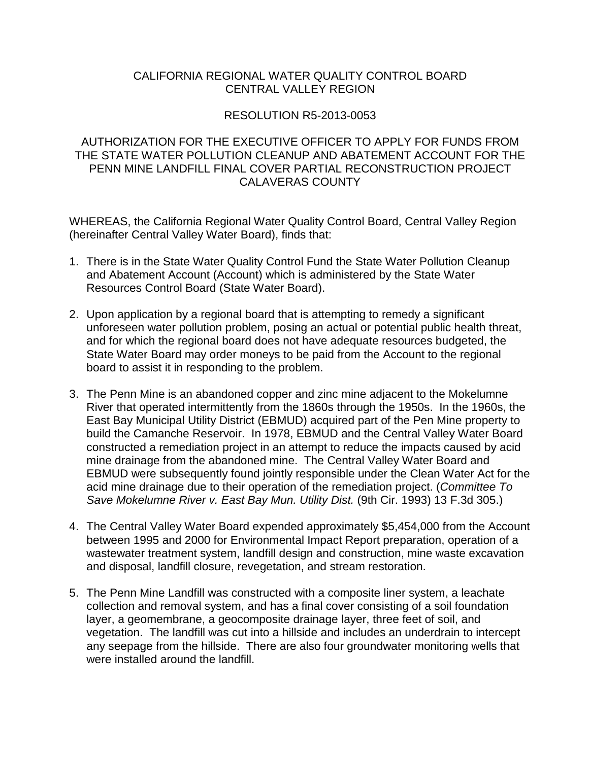CALIFORNIA REGIONAL WATER QUALITY CONTROL BOARD
CENTRAL VALLEY REGION

RESOLUTION R5-2013-0053

AUTHORIZATION FOR THE EXECUTIVE OFFICER TO APPLY FOR FUNDS FROM THE STATE WATER POLLUTION CLEANUP AND ABATEMENT ACCOUNT FOR THE PENN MINE LANDFILL FINAL COVER PARTIAL RECONSTRUCTION PROJECT CALAVERAS COUNTY

WHEREAS, the California Regional Water Quality Control Board, Central Valley Region (hereinafter Central Valley Water Board), finds that:

1. There is in the State Water Quality Control Fund the State Water Pollution Cleanup and Abatement Account (Account) which is administered by the State Water Resources Control Board (State Water Board).

2. Upon application by a regional board that is attempting to remedy a significant unforeseen water pollution problem, posing an actual or potential public health threat, and for which the regional board does not have adequate resources budgeted, the State Water Board may order moneys to be paid from the Account to the regional board to assist it in responding to the problem.

3. The Penn Mine is an abandoned copper and zinc mine adjacent to the Mokelumne River that operated intermittently from the 1860s through the 1950s. In the 1960s, the East Bay Municipal Utility District (EBMUD) acquired part of the Pen Mine property to build the Camanche Reservoir. In 1978, EBMUD and the Central Valley Water Board constructed a remediation project in an attempt to reduce the impacts caused by acid mine drainage from the abandoned mine. The Central Valley Water Board and EBMUD were subsequently found jointly responsible under the Clean Water Act for the acid mine drainage due to their operation of the remediation project. (*Committee To Save Mokelumne River v. East Bay Mun. Utility Dist.* (9th Cir. 1993) 13 F.3d 305.)

4. The Central Valley Water Board expended approximately $5,454,000 from the Account between 1995 and 2000 for Environmental Impact Report preparation, operation of a wastewater treatment system, landfill design and construction, mine waste excavation and disposal, landfill closure, revegetation, and stream restoration.

5. The Penn Mine Landfill was constructed with a composite liner system, a leachate collection and removal system, and has a final cover consisting of a soil foundation layer, a geomembrane, a geocomposite drainage layer, three feet of soil, and vegetation. The landfill was cut into a hillside and includes an underdrain to intercept any seepage from the hillside. There are also four groundwater monitoring wells that were installed around the landfill.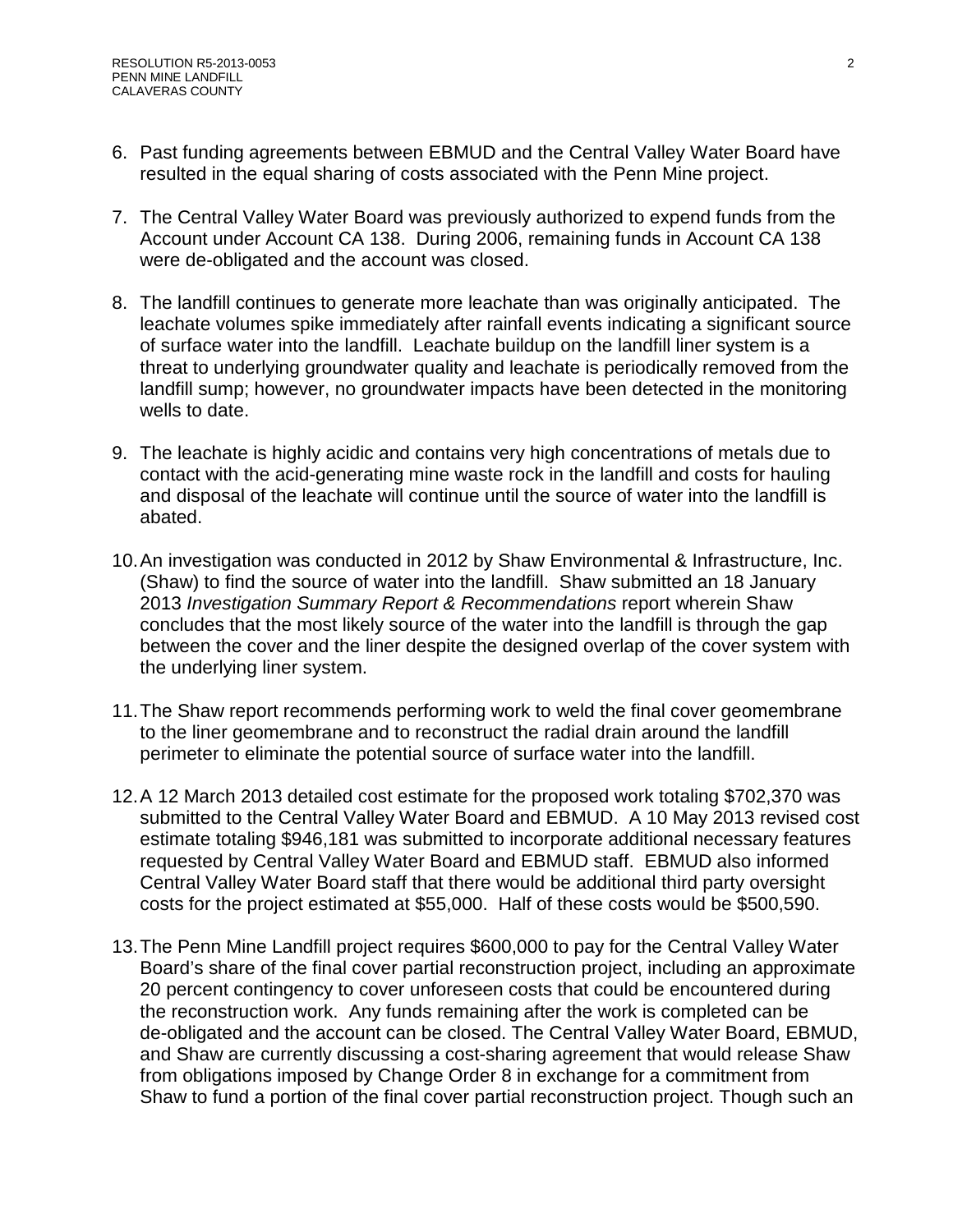6. Past funding agreements between EBMUD and the Central Valley Water Board have resulted in the equal sharing of costs associated with the Penn Mine project.

7. The Central Valley Water Board was previously authorized to expend funds from the Account under Account CA 138. During 2006, remaining funds in Account CA 138 were de-obligated and the account was closed.

8. The landfill continues to generate more leachate than was originally anticipated. The leachate volumes spike immediately after rainfall events indicating a significant source of surface water into the landfill. Leachate buildup on the landfill liner system is a threat to underlying groundwater quality and leachate is periodically removed from the landfill sump; however, no groundwater impacts have been detected in the monitoring wells to date.

9. The leachate is highly acidic and contains very high concentrations of metals due to contact with the acid-generating mine waste rock in the landfill and costs for hauling and disposal of the leachate will continue until the source of water into the landfill is abated.

10. An investigation was conducted in 2012 by Shaw Environmental & Infrastructure, Inc. (Shaw) to find the source of water into the landfill. Shaw submitted an 18 January 2013 *Investigation Summary Report & Recommendations* report wherein Shaw concludes that the most likely source of the water into the landfill is through the gap between the cover and the liner despite the designed overlap of the cover system with the underlying liner system.

11. The Shaw report recommends performing work to weld the final cover geomembrane to the liner geomembrane and to reconstruct the radial drain around the landfill perimeter to eliminate the potential source of surface water into the landfill.

12. A 12 March 2013 detailed cost estimate for the proposed work totaling $702,370 was submitted to the Central Valley Water Board and EBMUD. A 10 May 2013 revised cost estimate totaling $946,181 was submitted to incorporate additional necessary features requested by Central Valley Water Board and EBMUD staff. EBMUD also informed Central Valley Water Board staff that there would be additional third party oversight costs for the project estimated at $55,000. Half of these costs would be $500,590.

13. The Penn Mine Landfill project requires $600,000 to pay for the Central Valley Water Board's share of the final cover partial reconstruction project, including an approximate 20 percent contingency to cover unforeseen costs that could be encountered during the reconstruction work. Any funds remaining after the work is completed can be de-obligated and the account can be closed. The Central Valley Water Board, EBMUD, and Shaw are currently discussing a cost-sharing agreement that would release Shaw from obligations imposed by Change Order 8 in exchange for a commitment from Shaw to fund a portion of the final cover partial reconstruction project. Though such an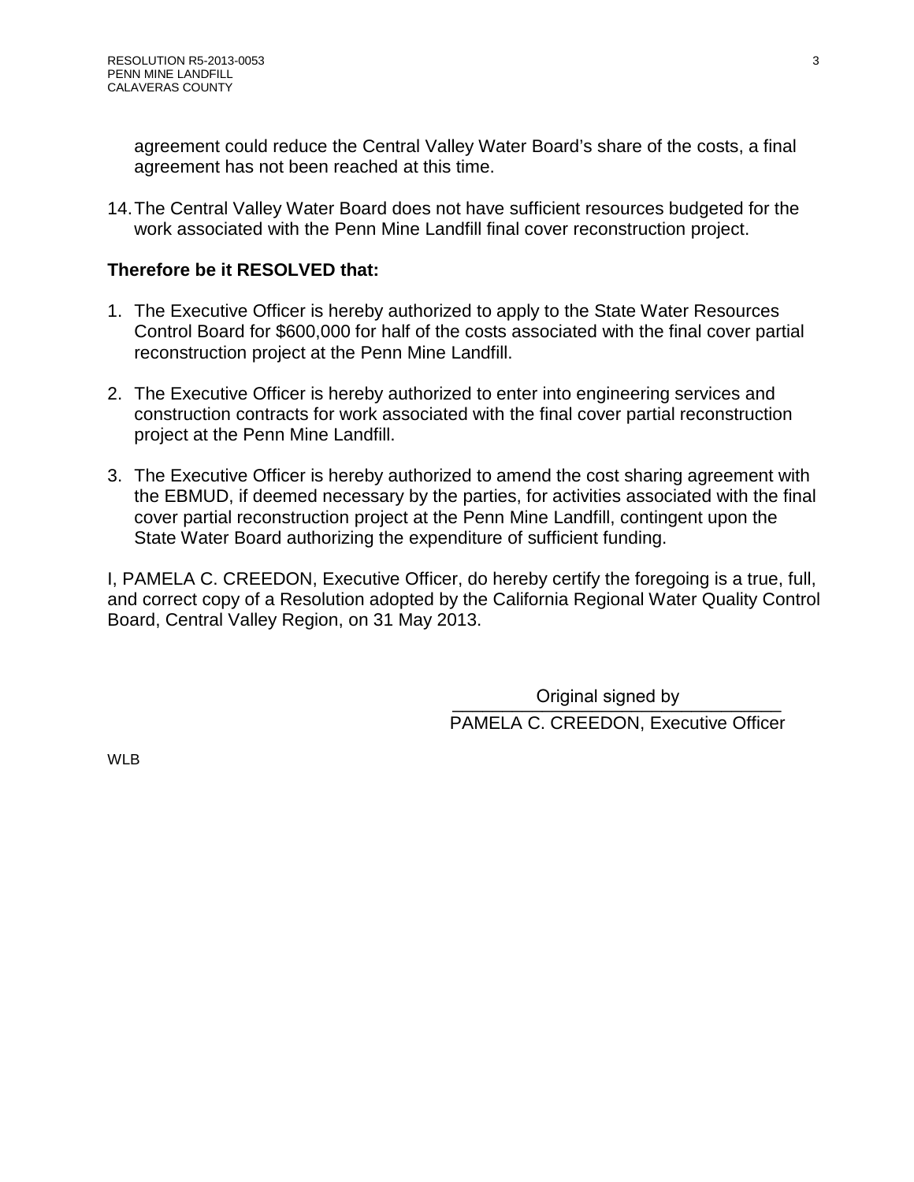agreement could reduce the Central Valley Water Board's share of the costs, a final agreement has not been reached at this time.

14. The Central Valley Water Board does not have sufficient resources budgeted for the work associated with the Penn Mine Landfill final cover reconstruction project.

**Therefore be it RESOLVED that:**

1. The Executive Officer is hereby authorized to apply to the State Water Resources Control Board for $600,000 for half of the costs associated with the final cover partial reconstruction project at the Penn Mine Landfill.

2. The Executive Officer is hereby authorized to enter into engineering services and construction contracts for work associated with the final cover partial reconstruction project at the Penn Mine Landfill.

3. The Executive Officer is hereby authorized to amend the cost sharing agreement with the EBMUD, if deemed necessary by the parties, for activities associated with the final cover partial reconstruction project at the Penn Mine Landfill, contingent upon the State Water Board authorizing the expenditure of sufficient funding.

I, PAMELA C. CREEDON, Executive Officer, do hereby certify the foregoing is a true, full, and correct copy of a Resolution adopted by the California Regional Water Quality Control Board, Central Valley Region, on 31 May 2013.

Original signed by
PAMELA C. CREEDON, Executive Officer

WLB